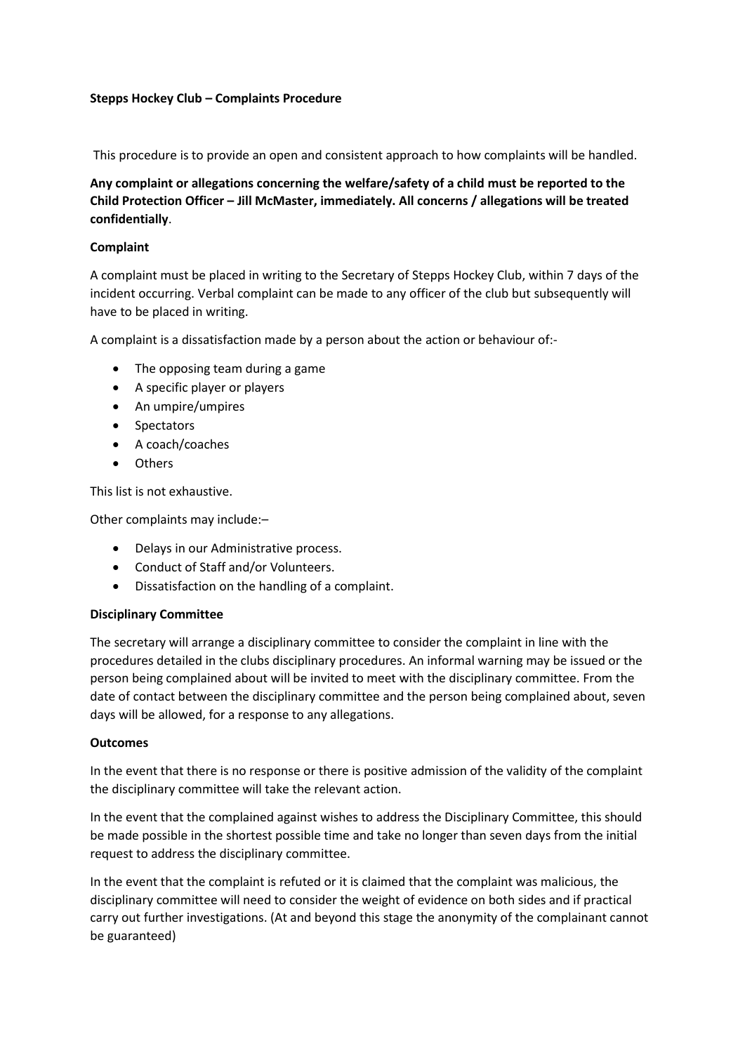**Stepps Hockey Club – Complaints Procedure**

This procedure is to provide an open and consistent approach to how complaints will be handled.

**Any complaint or allegations concerning the welfare/safety of a child must be reported to the Child Protection Officer – Jill McMaster, immediately. All concerns / allegations will be treated confidentially**.

**Complaint**

A complaint must be placed in writing to the Secretary of Stepps Hockey Club, within 7 days of the incident occurring. Verbal complaint can be made to any officer of the club but subsequently will have to be placed in writing.

A complaint is a dissatisfaction made by a person about the action or behaviour of:-

- The opposing team during a game
- A specific player or players
- An umpire/umpires
- Spectators
- A coach/coaches
- Others

This list is not exhaustive.

Other complaints may include:–

- Delays in our Administrative process.
- Conduct of Staff and/or Volunteers.
- Dissatisfaction on the handling of a complaint.

**Disciplinary Committee**

The secretary will arrange a disciplinary committee to consider the complaint in line with the procedures detailed in the clubs disciplinary procedures. An informal warning may be issued or the person being complained about will be invited to meet with the disciplinary committee. From the date of contact between the disciplinary committee and the person being complained about, seven days will be allowed, for a response to any allegations.

**Outcomes**

In the event that there is no response or there is positive admission of the validity of the complaint the disciplinary committee will take the relevant action.

In the event that the complained against wishes to address the Disciplinary Committee, this should be made possible in the shortest possible time and take no longer than seven days from the initial request to address the disciplinary committee.

In the event that the complaint is refuted or it is claimed that the complaint was malicious, the disciplinary committee will need to consider the weight of evidence on both sides and if practical carry out further investigations. (At and beyond this stage the anonymity of the complainant cannot be guaranteed)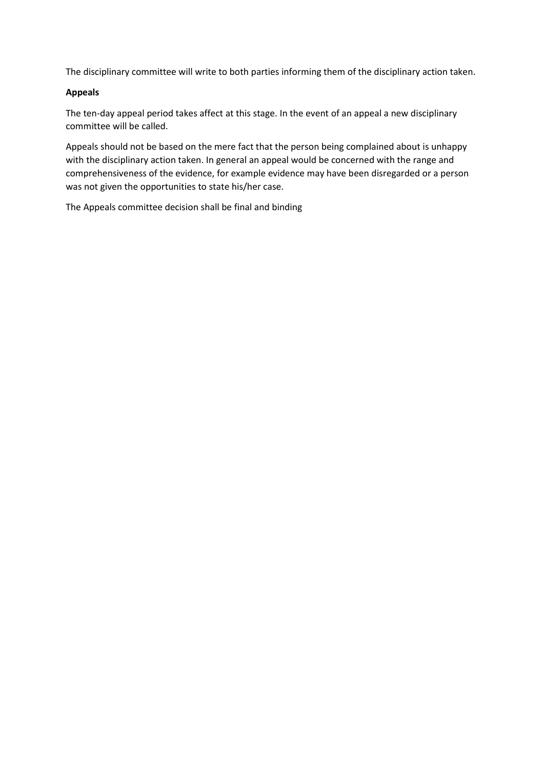The disciplinary committee will write to both parties informing them of the disciplinary action taken.

**Appeals**

The ten-day appeal period takes affect at this stage. In the event of an appeal a new disciplinary committee will be called.

Appeals should not be based on the mere fact that the person being complained about is unhappy with the disciplinary action taken. In general an appeal would be concerned with the range and comprehensiveness of the evidence, for example evidence may have been disregarded or a person was not given the opportunities to state his/her case.

The Appeals committee decision shall be final and binding